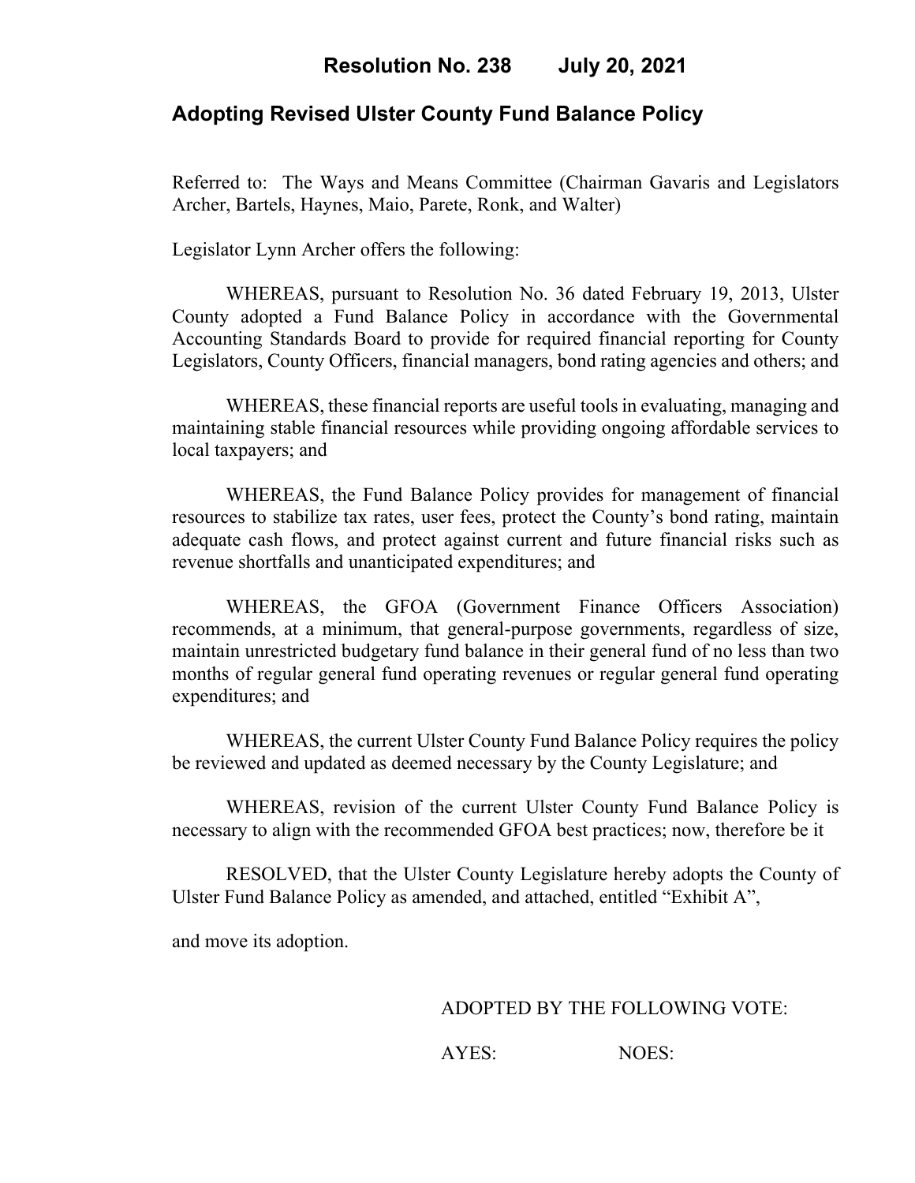# Resolution No. 238 July 20, 2021

## Adopting Revised Ulster County Fund Balance Policy

Referred to: The Ways and Means Committee (Chairman Gavaris and Legislators Archer, Bartels, Haynes, Maio, Parete, Ronk, and Walter)

Legislator Lynn Archer offers the following:

WHEREAS, pursuant to Resolution No. 36 dated February 19, 2013, Ulster County adopted a Fund Balance Policy in accordance with the Governmental Accounting Standards Board to provide for required financial reporting for County Legislators, County Officers, financial managers, bond rating agencies and others; and

WHEREAS, these financial reports are useful tools in evaluating, managing and maintaining stable financial resources while providing ongoing affordable services to local taxpayers; and

WHEREAS, the Fund Balance Policy provides for management of financial resources to stabilize tax rates, user fees, protect the County's bond rating, maintain adequate cash flows, and protect against current and future financial risks such as revenue shortfalls and unanticipated expenditures; and

WHEREAS, the GFOA (Government Finance Officers Association) recommends, at a minimum, that general-purpose governments, regardless of size, maintain unrestricted budgetary fund balance in their general fund of no less than two months of regular general fund operating revenues or regular general fund operating expenditures; and

WHEREAS, the current Ulster County Fund Balance Policy requires the policy be reviewed and updated as deemed necessary by the County Legislature; and

WHEREAS, revision of the current Ulster County Fund Balance Policy is necessary to align with the recommended GFOA best practices; now, therefore be it

RESOLVED, that the Ulster County Legislature hereby adopts the County of Ulster Fund Balance Policy as amended, and attached, entitled "Exhibit A",

and move its adoption.

ADOPTED BY THE FOLLOWING VOTE:

AYES: NOES: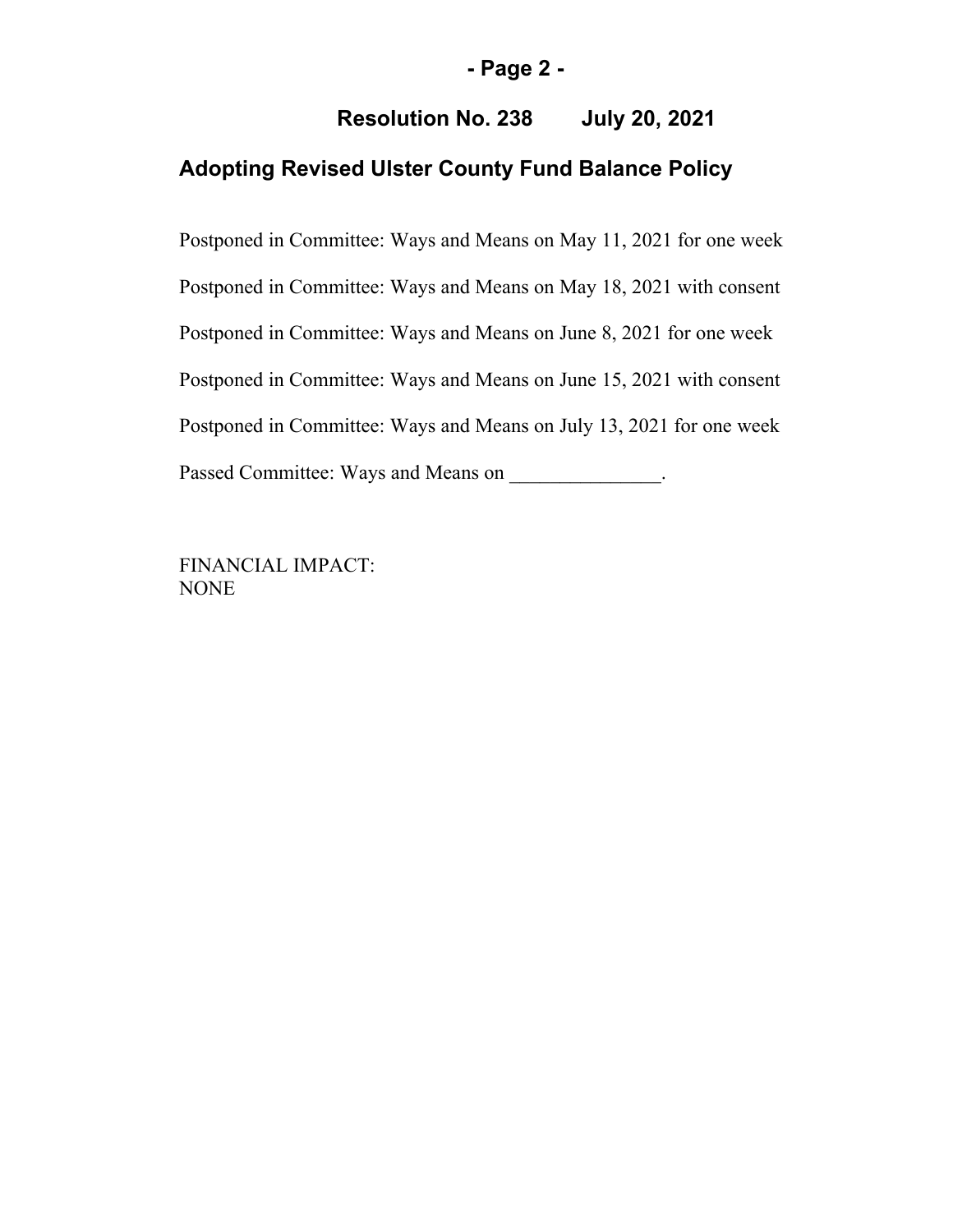## Resolution No. 238 July 20, 2021

## Adopting Revised Ulster County Fund Balance Policy

Postponed in Committee: Ways and Means on May 11, 2021 for one week

Postponed in Committee: Ways and Means on May 18, 2021 with consent

Postponed in Committee: Ways and Means on June 8, 2021 for one week

Postponed in Committee: Ways and Means on June 15, 2021 with consent

Postponed in Committee: Ways and Means on July 13, 2021 for one week

Passed Committee: Ways and Means on _______________.

FINANCIAL IMPACT:
NONE